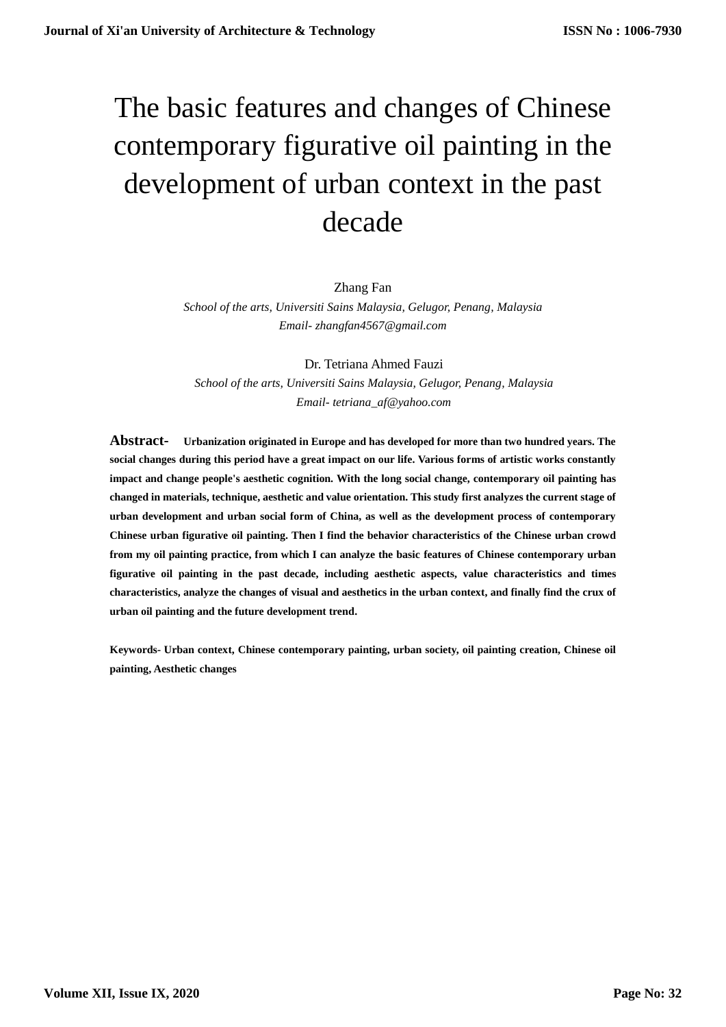# The basic features and changes of Chinese contemporary figurative oil painting in the development of urban context in the past decade

Zhang Fan

*School of the arts, Universiti Sains Malaysia, Gelugor, Penang, Malaysia*

*Email- zhangfan4567@gmail.com*

Dr. Tetriana Ahmed Fauzi

*School of the arts, Universiti Sains Malaysia, Gelugor, Penang, Malaysia*

*Email- tetriana_af@yahoo.com*

**Abstract- Urbanization originated in Europe and has developed for more than two hundred years. The social changes during this period have a great impact on our life. Various forms of artistic works constantly impact and change people's aesthetic cognition. With the long social change, contemporary oil painting has changed in materials, technique, aesthetic and value orientation. This study first analyzes the current stage of urban development and urban social form of China, as well as the development process of contemporary Chinese urban figurative oil painting. Then I find the behavior characteristics of the Chinese urban crowd from my oil painting practice, from which I can analyze the basic features of Chinese contemporary urban figurative oil painting in the past decade, including aesthetic aspects, value characteristics and times characteristics, analyze the changes of visual and aesthetics in the urban context, and finally find the crux of urban oil painting and the future development trend.**

**Keywords- Urban context, Chinese contemporary painting, urban society, oil painting creation, Chinese oil painting, Aesthetic changes**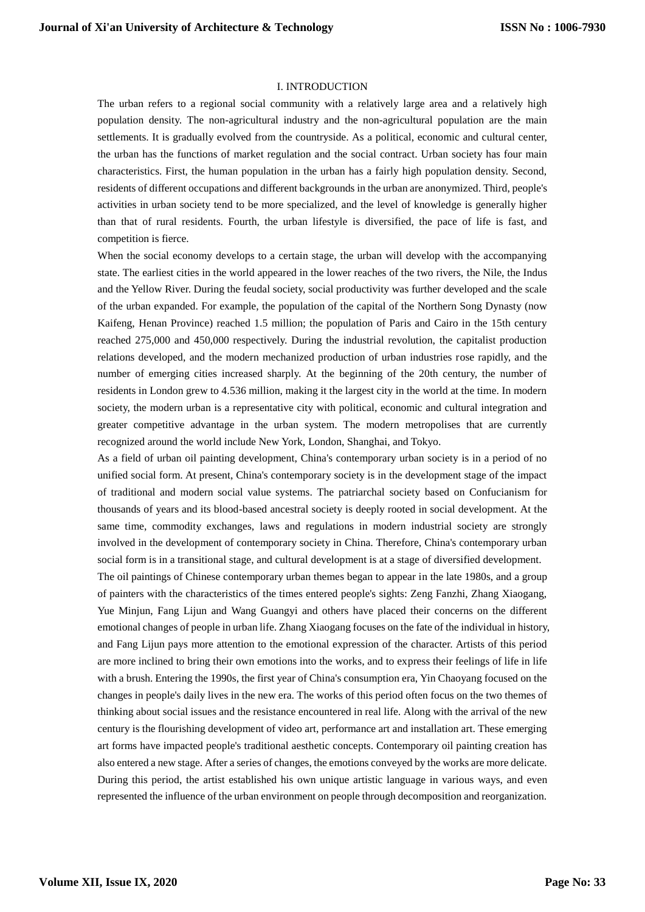## I. INTRODUCTION

The urban refers to a regional social community with a relatively large area and a relatively high population density. The non-agricultural industry and the non-agricultural population are the main settlements. It is gradually evolved from the countryside. As a political, economic and cultural center, the urban has the functions of market regulation and the social contract. Urban society has four main characteristics. First, the human population in the urban has a fairly high population density. Second, residents of different occupations and different backgrounds in the urban are anonymized. Third, people's activities in urban society tend to be more specialized, and the level of knowledge is generally higher than that of rural residents. Fourth, the urban lifestyle is diversified, the pace of life is fast, and competition is fierce.

When the social economy develops to a certain stage, the urban will develop with the accompanying state. The earliest cities in the world appeared in the lower reaches of the two rivers, the Nile, the Indus and the Yellow River. During the feudal society, social productivity was further developed and the scale of the urban expanded. For example, the population of the capital of the Northern Song Dynasty (now Kaifeng, Henan Province) reached 1.5 million; the population of Paris and Cairo in the 15th century reached 275,000 and 450,000 respectively. During the industrial revolution, the capitalist production relations developed, and the modern mechanized production of urban industries rose rapidly, and the number of emerging cities increased sharply. At the beginning of the 20th century, the number of residents in London grew to 4.536 million, making it the largest city in the world at the time. In modern society, the modern urban is a representative city with political, economic and cultural integration and greater competitive advantage in the urban system. The modern metropolises that are currently recognized around the world include New York, London, Shanghai, and Tokyo.

As a field of urban oil painting development, China's contemporary urban society is in a period of no unified social form. At present, China's contemporary society is in the development stage of the impact of traditional and modern social value systems. The patriarchal society based on Confucianism for thousands of years and its blood-based ancestral society is deeply rooted in social development. At the same time, commodity exchanges, laws and regulations in modern industrial society are strongly involved in the development of contemporary society in China. Therefore, China's contemporary urban social form is in a transitional stage, and cultural development is at a stage of diversified development.

The oil paintings of Chinese contemporary urban themes began to appear in the late 1980s, and a group of painters with the characteristics of the times entered people's sights: Zeng Fanzhi, Zhang Xiaogang, Yue Minjun, Fang Lijun and Wang Guangyi and others have placed their concerns on the different emotional changes of people in urban life. Zhang Xiaogang focuses on the fate of the individual in history, and Fang Lijun pays more attention to the emotional expression of the character. Artists of this period are more inclined to bring their own emotions into the works, and to express their feelings of life in life with a brush. Entering the 1990s, the first year of China's consumption era, Yin Chaoyang focused on the changes in people's daily lives in the new era. The works of this period often focus on the two themes of thinking about social issues and the resistance encountered in real life. Along with the arrival of the new century is the flourishing development of video art, performance art and installation art. These emerging art forms have impacted people's traditional aesthetic concepts. Contemporary oil painting creation has also entered a new stage. After a series of changes, the emotions conveyed by the works are more delicate. During this period, the artist established his own unique artistic language in various ways, and even represented the influence of the urban environment on people through decomposition and reorganization.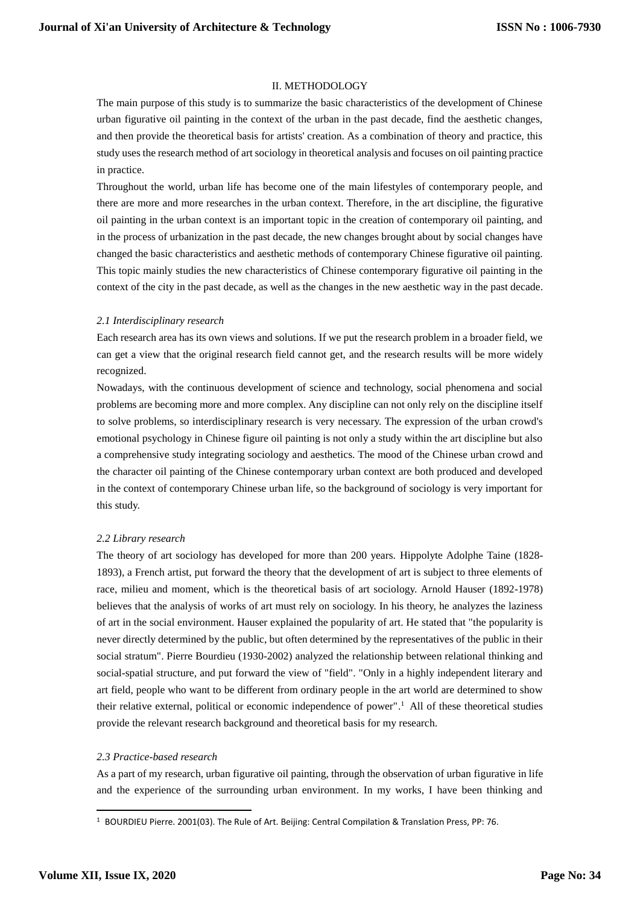## II. METHODOLOGY

The main purpose of this study is to summarize the basic characteristics of the development of Chinese urban figurative oil painting in the context of the urban in the past decade, find the aesthetic changes, and then provide the theoretical basis for artists' creation. As a combination of theory and practice, this study uses the research method of art sociology in theoretical analysis and focuses on oil painting practice in practice.

Throughout the world, urban life has become one of the main lifestyles of contemporary people, and there are more and more researches in the urban context. Therefore, in the art discipline, the figurative oil painting in the urban context is an important topic in the creation of contemporary oil painting, and in the process of urbanization in the past decade, the new changes brought about by social changes have changed the basic characteristics and aesthetic methods of contemporary Chinese figurative oil painting. This topic mainly studies the new characteristics of Chinese contemporary figurative oil painting in the context of the city in the past decade, as well as the changes in the new aesthetic way in the past decade.

### *2.1 Interdisciplinary research*

Each research area has its own views and solutions. If we put the research problem in a broader field, we can get a view that the original research field cannot get, and the research results will be more widely recognized.

Nowadays, with the continuous development of science and technology, social phenomena and social problems are becoming more and more complex. Any discipline can not only rely on the discipline itself to solve problems, so interdisciplinary research is very necessary. The expression of the urban crowd's emotional psychology in Chinese figure oil painting is not only a study within the art discipline but also a comprehensive study integrating sociology and aesthetics. The mood of the Chinese urban crowd and the character oil painting of the Chinese contemporary urban context are both produced and developed in the context of contemporary Chinese urban life, so the background of sociology is very important for this study.

### *2.2 Library research*

The theory of art sociology has developed for more than 200 years. Hippolyte Adolphe Taine (1828-1893), a French artist, put forward the theory that the development of art is subject to three elements of race, milieu and moment, which is the theoretical basis of art sociology. Arnold Hauser (1892-1978) believes that the analysis of works of art must rely on sociology. In his theory, he analyzes the laziness of art in the social environment. Hauser explained the popularity of art. He stated that "the popularity is never directly determined by the public, but often determined by the representatives of the public in their social stratum". Pierre Bourdieu (1930-2002) analyzed the relationship between relational thinking and social-spatial structure, and put forward the view of "field". "Only in a highly independent literary and art field, people who want to be different from ordinary people in the art world are determined to show their relative external, political or economic independence of power".[1] All of these theoretical studies provide the relevant research background and theoretical basis for my research.

### *2.3 Practice-based research*

As a part of my research, urban figurative oil painting, through the observation of urban figurative in life and the experience of the surrounding urban environment. In my works, I have been thinking and

---

[1] BOURDIEU Pierre. 2001(03). The Rule of Art. Beijing: Central Compilation & Translation Press, PP: 76.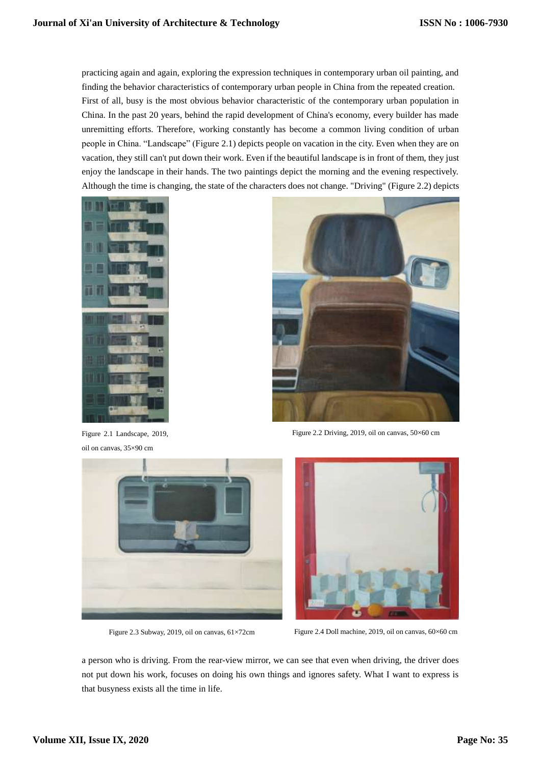practicing again and again, exploring the expression techniques in contemporary urban oil painting, and finding the behavior characteristics of contemporary urban people in China from the repeated creation.

First of all, busy is the most obvious behavior characteristic of the contemporary urban population in China. In the past 20 years, behind the rapid development of China's economy, every builder has made unremitting efforts. Therefore, working constantly has become a common living condition of urban people in China. "Landscape" (Figure 2.1) depicts people on vacation in the city. Even when they are on vacation, they still can't put down their work. Even if the beautiful landscape is in front of them, they just enjoy the landscape in their hands. The two paintings depict the morning and the evening respectively. Although the time is changing, the state of the characters does not change. "Driving" (Figure 2.2) depicts

Figure 2.1 Landscape, 2019, oil on canvas, 35×90 cm

Figure 2.2 Driving, 2019, oil on canvas, 50×60 cm

Figure 2.3 Subway, 2019, oil on canvas, 61×72cm

Figure 2.4 Doll machine, 2019, oil on canvas, 60×60 cm

a person who is driving. From the rear-view mirror, we can see that even when driving, the driver does not put down his work, focuses on doing his own things and ignores safety. What I want to express is that busyness exists all the time in life.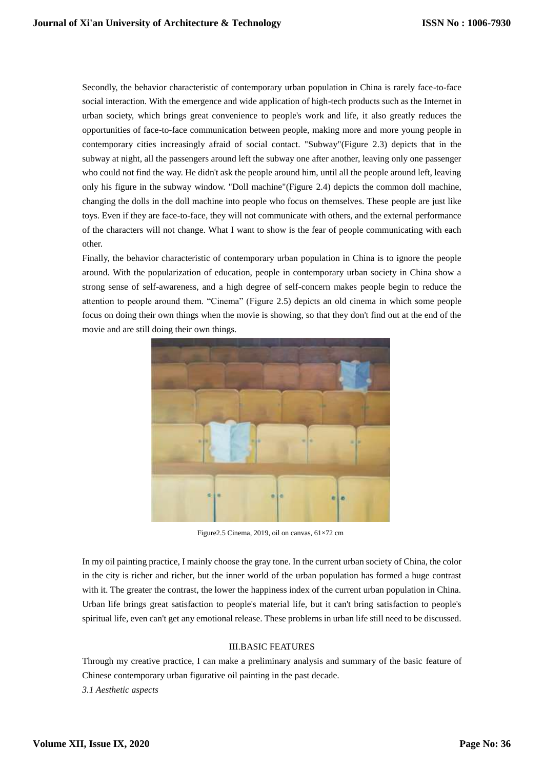Secondly, the behavior characteristic of contemporary urban population in China is rarely face-to-face social interaction. With the emergence and wide application of high-tech products such as the Internet in urban society, which brings great convenience to people's work and life, it also greatly reduces the opportunities of face-to-face communication between people, making more and more young people in contemporary cities increasingly afraid of social contact. "Subway"(Figure 2.3) depicts that in the subway at night, all the passengers around left the subway one after another, leaving only one passenger who could not find the way. He didn't ask the people around him, until all the people around left, leaving only his figure in the subway window. "Doll machine"(Figure 2.4) depicts the common doll machine, changing the dolls in the doll machine into people who focus on themselves. These people are just like toys. Even if they are face-to-face, they will not communicate with others, and the external performance of the characters will not change. What I want to show is the fear of people communicating with each other.

Finally, the behavior characteristic of contemporary urban population in China is to ignore the people around. With the popularization of education, people in contemporary urban society in China show a strong sense of self-awareness, and a high degree of self-concern makes people begin to reduce the attention to people around them. "Cinema" (Figure 2.5) depicts an old cinema in which some people focus on doing their own things when the movie is showing, so that they don't find out at the end of the movie and are still doing their own things.

Figure2.5 Cinema, 2019, oil on canvas, 61×72 cm

In my oil painting practice, I mainly choose the gray tone. In the current urban society of China, the color in the city is richer and richer, but the inner world of the urban population has formed a huge contrast with it. The greater the contrast, the lower the happiness index of the current urban population in China. Urban life brings great satisfaction to people's material life, but it can't bring satisfaction to people's spiritual life, even can't get any emotional release. These problems in urban life still need to be discussed.

## III.BASIC FEATURES

Through my creative practice, I can make a preliminary analysis and summary of the basic feature of Chinese contemporary urban figurative oil painting in the past decade.

### *3.1 Aesthetic aspects*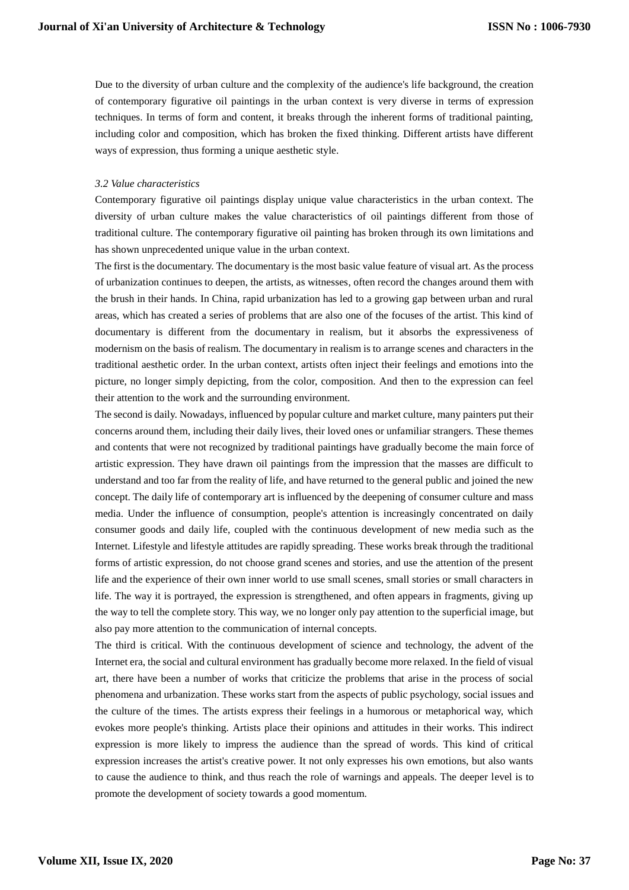Due to the diversity of urban culture and the complexity of the audience's life background, the creation of contemporary figurative oil paintings in the urban context is very diverse in terms of expression techniques. In terms of form and content, it breaks through the inherent forms of traditional painting, including color and composition, which has broken the fixed thinking. Different artists have different ways of expression, thus forming a unique aesthetic style.

### *3.2 Value characteristics*

Contemporary figurative oil paintings display unique value characteristics in the urban context. The diversity of urban culture makes the value characteristics of oil paintings different from those of traditional culture. The contemporary figurative oil painting has broken through its own limitations and has shown unprecedented unique value in the urban context.

The first is the documentary. The documentary is the most basic value feature of visual art. As the process of urbanization continues to deepen, the artists, as witnesses, often record the changes around them with the brush in their hands. In China, rapid urbanization has led to a growing gap between urban and rural areas, which has created a series of problems that are also one of the focuses of the artist. This kind of documentary is different from the documentary in realism, but it absorbs the expressiveness of modernism on the basis of realism. The documentary in realism is to arrange scenes and characters in the traditional aesthetic order. In the urban context, artists often inject their feelings and emotions into the picture, no longer simply depicting, from the color, composition. And then to the expression can feel their attention to the work and the surrounding environment.

The second is daily. Nowadays, influenced by popular culture and market culture, many painters put their concerns around them, including their daily lives, their loved ones or unfamiliar strangers. These themes and contents that were not recognized by traditional paintings have gradually become the main force of artistic expression. They have drawn oil paintings from the impression that the masses are difficult to understand and too far from the reality of life, and have returned to the general public and joined the new concept. The daily life of contemporary art is influenced by the deepening of consumer culture and mass media. Under the influence of consumption, people's attention is increasingly concentrated on daily consumer goods and daily life, coupled with the continuous development of new media such as the Internet. Lifestyle and lifestyle attitudes are rapidly spreading. These works break through the traditional forms of artistic expression, do not choose grand scenes and stories, and use the attention of the present life and the experience of their own inner world to use small scenes, small stories or small characters in life. The way it is portrayed, the expression is strengthened, and often appears in fragments, giving up the way to tell the complete story. This way, we no longer only pay attention to the superficial image, but also pay more attention to the communication of internal concepts.

The third is critical. With the continuous development of science and technology, the advent of the Internet era, the social and cultural environment has gradually become more relaxed. In the field of visual art, there have been a number of works that criticize the problems that arise in the process of social phenomena and urbanization. These works start from the aspects of public psychology, social issues and the culture of the times. The artists express their feelings in a humorous or metaphorical way, which evokes more people's thinking. Artists place their opinions and attitudes in their works. This indirect expression is more likely to impress the audience than the spread of words. This kind of critical expression increases the artist's creative power. It not only expresses his own emotions, but also wants to cause the audience to think, and thus reach the role of warnings and appeals. The deeper level is to promote the development of society towards a good momentum.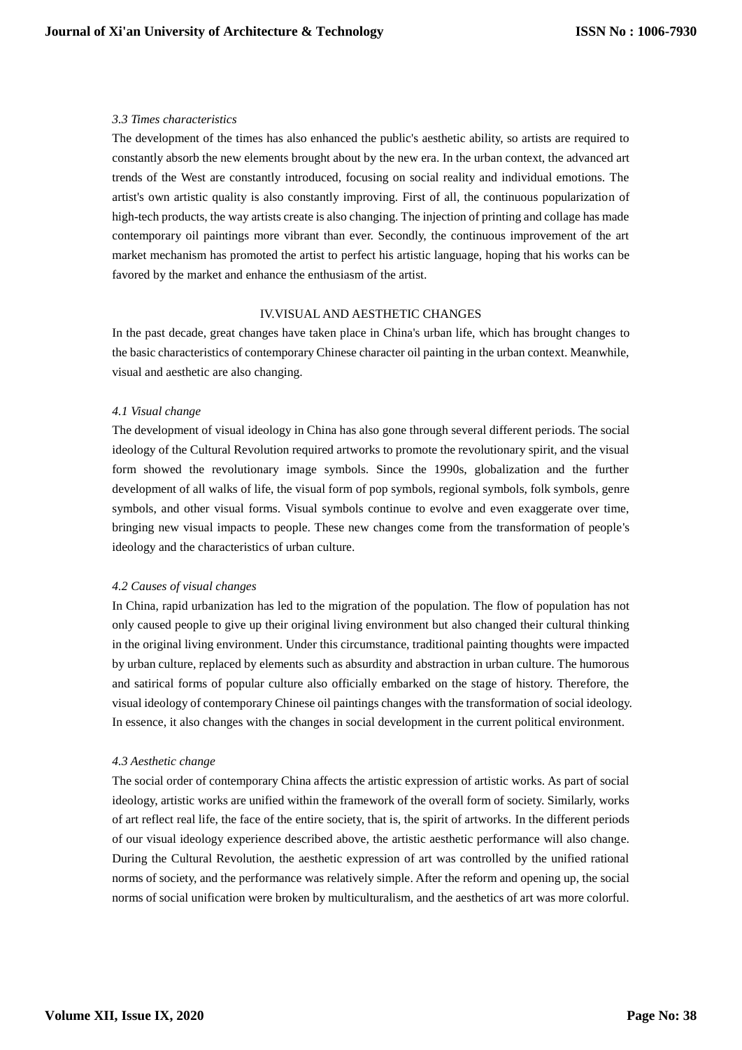*3.3 Times characteristics*

The development of the times has also enhanced the public's aesthetic ability, so artists are required to constantly absorb the new elements brought about by the new era. In the urban context, the advanced art trends of the West are constantly introduced, focusing on social reality and individual emotions. The artist's own artistic quality is also constantly improving. First of all, the continuous popularization of high-tech products, the way artists create is also changing. The injection of printing and collage has made contemporary oil paintings more vibrant than ever. Secondly, the continuous improvement of the art market mechanism has promoted the artist to perfect his artistic language, hoping that his works can be favored by the market and enhance the enthusiasm of the artist.

## IV.VISUAL AND AESTHETIC CHANGES

In the past decade, great changes have taken place in China's urban life, which has brought changes to the basic characteristics of contemporary Chinese character oil painting in the urban context. Meanwhile, visual and aesthetic are also changing.

*4.1 Visual change*

The development of visual ideology in China has also gone through several different periods. The social ideology of the Cultural Revolution required artworks to promote the revolutionary spirit, and the visual form showed the revolutionary image symbols. Since the 1990s, globalization and the further development of all walks of life, the visual form of pop symbols, regional symbols, folk symbols, genre symbols, and other visual forms. Visual symbols continue to evolve and even exaggerate over time, bringing new visual impacts to people. These new changes come from the transformation of people's ideology and the characteristics of urban culture.

*4.2 Causes of visual changes*

In China, rapid urbanization has led to the migration of the population. The flow of population has not only caused people to give up their original living environment but also changed their cultural thinking in the original living environment. Under this circumstance, traditional painting thoughts were impacted by urban culture, replaced by elements such as absurdity and abstraction in urban culture. The humorous and satirical forms of popular culture also officially embarked on the stage of history. Therefore, the visual ideology of contemporary Chinese oil paintings changes with the transformation of social ideology. In essence, it also changes with the changes in social development in the current political environment.

*4.3 Aesthetic change*

The social order of contemporary China affects the artistic expression of artistic works. As part of social ideology, artistic works are unified within the framework of the overall form of society. Similarly, works of art reflect real life, the face of the entire society, that is, the spirit of artworks. In the different periods of our visual ideology experience described above, the artistic aesthetic performance will also change. During the Cultural Revolution, the aesthetic expression of art was controlled by the unified rational norms of society, and the performance was relatively simple. After the reform and opening up, the social norms of social unification were broken by multiculturalism, and the aesthetics of art was more colorful.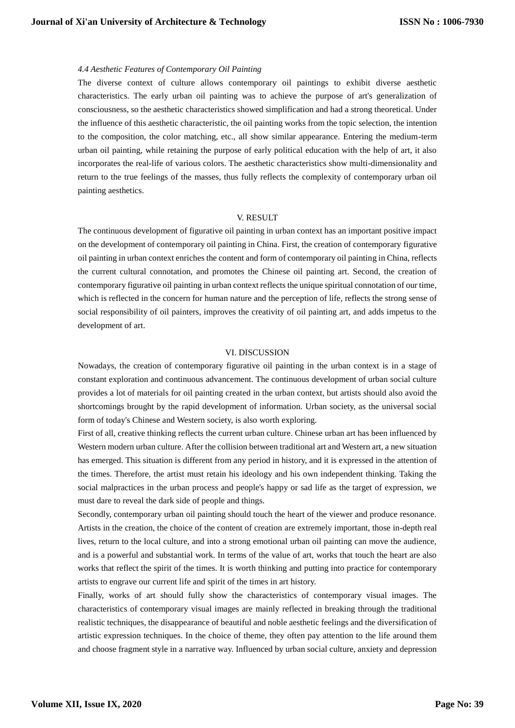### *4.4 Aesthetic Features of Contemporary Oil Painting*

The diverse context of culture allows contemporary oil paintings to exhibit diverse aesthetic characteristics. The early urban oil painting was to achieve the purpose of art's generalization of consciousness, so the aesthetic characteristics showed simplification and had a strong theoretical. Under the influence of this aesthetic characteristic, the oil painting works from the topic selection, the intention to the composition, the color matching, etc., all show similar appearance. Entering the medium-term urban oil painting, while retaining the purpose of early political education with the help of art, it also incorporates the real-life of various colors. The aesthetic characteristics show multi-dimensionality and return to the true feelings of the masses, thus fully reflects the complexity of contemporary urban oil painting aesthetics.

## V. RESULT

The continuous development of figurative oil painting in urban context has an important positive impact on the development of contemporary oil painting in China. First, the creation of contemporary figurative oil painting in urban context enriches the content and form of contemporary oil painting in China, reflects the current cultural connotation, and promotes the Chinese oil painting art. Second, the creation of contemporary figurative oil painting in urban context reflects the unique spiritual connotation of our time, which is reflected in the concern for human nature and the perception of life, reflects the strong sense of social responsibility of oil painters, improves the creativity of oil painting art, and adds impetus to the development of art.

## VI. DISCUSSION

Nowadays, the creation of contemporary figurative oil painting in the urban context is in a stage of constant exploration and continuous advancement. The continuous development of urban social culture provides a lot of materials for oil painting created in the urban context, but artists should also avoid the shortcomings brought by the rapid development of information. Urban society, as the universal social form of today's Chinese and Western society, is also worth exploring.

First of all, creative thinking reflects the current urban culture. Chinese urban art has been influenced by Western modern urban culture. After the collision between traditional art and Western art, a new situation has emerged. This situation is different from any period in history, and it is expressed in the attention of the times. Therefore, the artist must retain his ideology and his own independent thinking. Taking the social malpractices in the urban process and people's happy or sad life as the target of expression, we must dare to reveal the dark side of people and things.

Secondly, contemporary urban oil painting should touch the heart of the viewer and produce resonance. Artists in the creation, the choice of the content of creation are extremely important, those in-depth real lives, return to the local culture, and into a strong emotional urban oil painting can move the audience, and is a powerful and substantial work. In terms of the value of art, works that touch the heart are also works that reflect the spirit of the times. It is worth thinking and putting into practice for contemporary artists to engrave our current life and spirit of the times in art history.

Finally, works of art should fully show the characteristics of contemporary visual images. The characteristics of contemporary visual images are mainly reflected in breaking through the traditional realistic techniques, the disappearance of beautiful and noble aesthetic feelings and the diversification of artistic expression techniques. In the choice of theme, they often pay attention to the life around them and choose fragment style in a narrative way. Influenced by urban social culture, anxiety and depression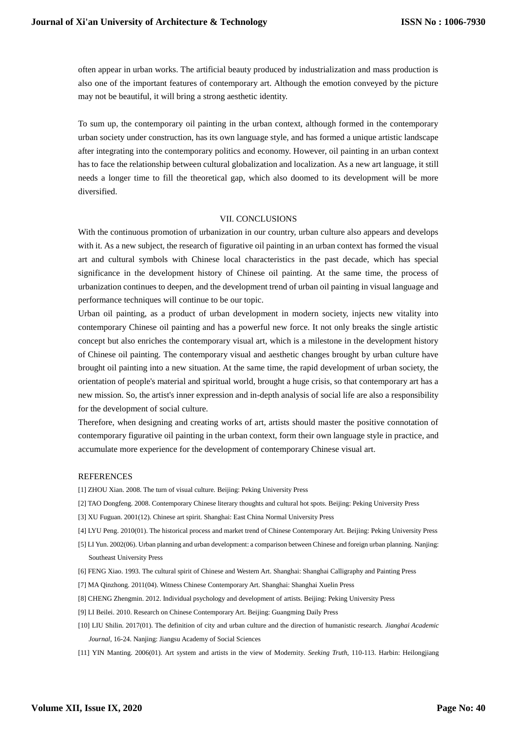often appear in urban works. The artificial beauty produced by industrialization and mass production is also one of the important features of contemporary art. Although the emotion conveyed by the picture may not be beautiful, it will bring a strong aesthetic identity.

To sum up, the contemporary oil painting in the urban context, although formed in the contemporary urban society under construction, has its own language style, and has formed a unique artistic landscape after integrating into the contemporary politics and economy. However, oil painting in an urban context has to face the relationship between cultural globalization and localization. As a new art language, it still needs a longer time to fill the theoretical gap, which also doomed to its development will be more diversified.

## VII. CONCLUSIONS

With the continuous promotion of urbanization in our country, urban culture also appears and develops with it. As a new subject, the research of figurative oil painting in an urban context has formed the visual art and cultural symbols with Chinese local characteristics in the past decade, which has special significance in the development history of Chinese oil painting. At the same time, the process of urbanization continues to deepen, and the development trend of urban oil painting in visual language and performance techniques will continue to be our topic.

Urban oil painting, as a product of urban development in modern society, injects new vitality into contemporary Chinese oil painting and has a powerful new force. It not only breaks the single artistic concept but also enriches the contemporary visual art, which is a milestone in the development history of Chinese oil painting. The contemporary visual and aesthetic changes brought by urban culture have brought oil painting into a new situation. At the same time, the rapid development of urban society, the orientation of people's material and spiritual world, brought a huge crisis, so that contemporary art has a new mission. So, the artist's inner expression and in-depth analysis of social life are also a responsibility for the development of social culture.

Therefore, when designing and creating works of art, artists should master the positive connotation of contemporary figurative oil painting in the urban context, form their own language style in practice, and accumulate more experience for the development of contemporary Chinese visual art.

## REFERENCES

[1] ZHOU Xian. 2008. The turn of visual culture. Beijing: Peking University Press

[2] TAO Dongfeng. 2008. Contemporary Chinese literary thoughts and cultural hot spots. Beijing: Peking University Press

[3] XU Fuguan. 2001(12). Chinese art spirit. Shanghai: East China Normal University Press

[4] LYU Peng. 2010(01). The historical process and market trend of Chinese Contemporary Art. Beijing: Peking University Press

[5] LI Yun. 2002(06). Urban planning and urban development: a comparison between Chinese and foreign urban planning. Nanjing: Southeast University Press

[6] FENG Xiao. 1993. The cultural spirit of Chinese and Western Art. Shanghai: Shanghai Calligraphy and Painting Press

[7] MA Qinzhong. 2011(04). Witness Chinese Contemporary Art. Shanghai: Shanghai Xuelin Press

[8] CHENG Zhengmin. 2012. Individual psychology and development of artists. Beijing: Peking University Press

[9] LI Beilei. 2010. Research on Chinese Contemporary Art. Beijing: Guangming Daily Press

[10] LIU Shilin. 2017(01). The definition of city and urban culture and the direction of humanistic research. *Jianghai Academic Journal*, 16-24. Nanjing: Jiangsu Academy of Social Sciences

[11] YIN Manting. 2006(01). Art system and artists in the view of Modernity. *Seeking Truth*, 110-113. Harbin: Heilongjiang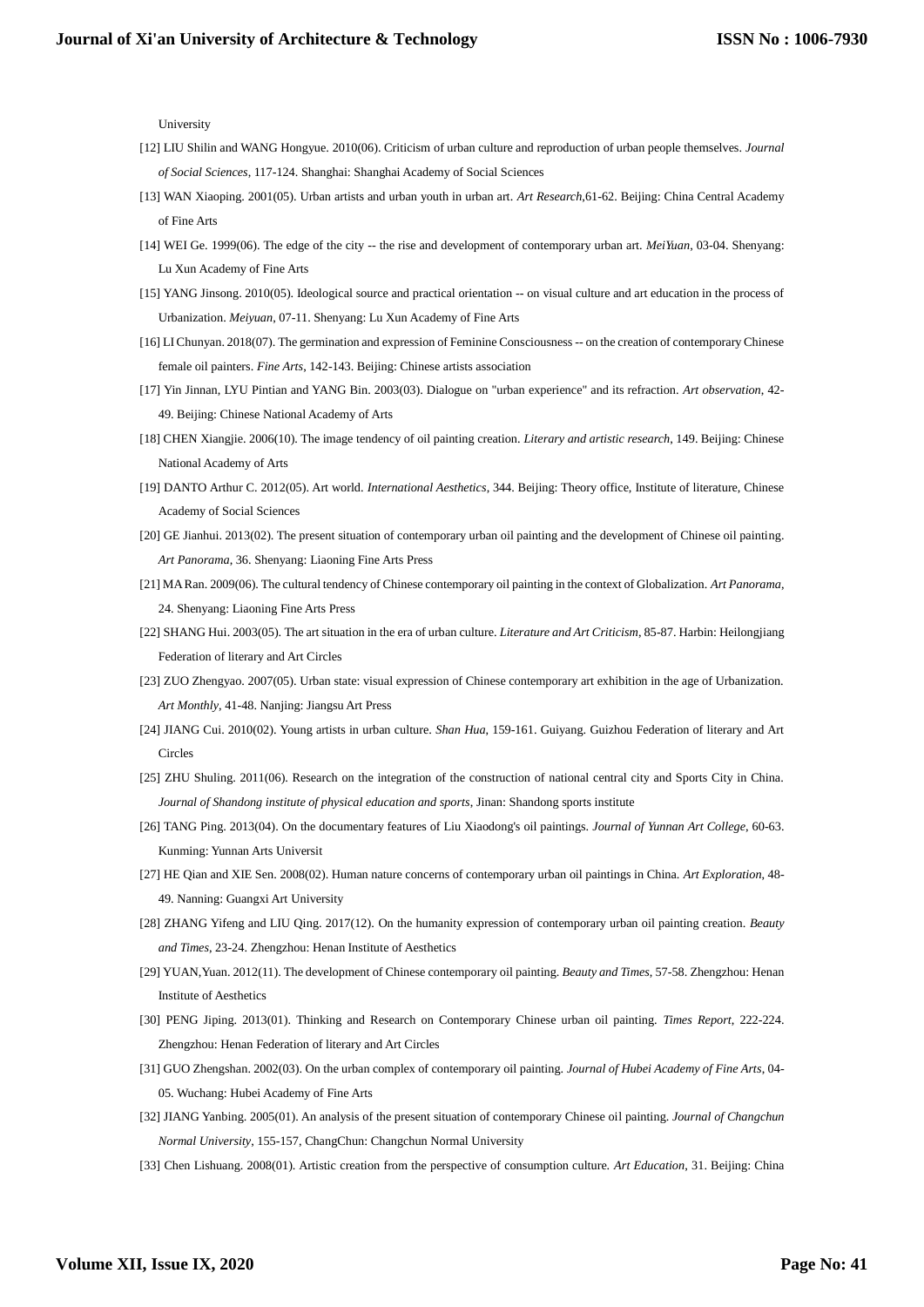University

[12] LIU Shilin and WANG Hongyue. 2010(06). Criticism of urban culture and reproduction of urban people themselves. *Journal of Social Sciences*, 117-124. Shanghai: Shanghai Academy of Social Sciences

[13] WAN Xiaoping. 2001(05). Urban artists and urban youth in urban art. *Art Research*,61-62. Beijing: China Central Academy of Fine Arts

[14] WEI Ge. 1999(06). The edge of the city -- the rise and development of contemporary urban art. *MeiYuan*, 03-04. Shenyang: Lu Xun Academy of Fine Arts

[15] YANG Jinsong. 2010(05). Ideological source and practical orientation -- on visual culture and art education in the process of Urbanization. *Meiyuan*, 07-11. Shenyang: Lu Xun Academy of Fine Arts

[16] LI Chunyan. 2018(07). The germination and expression of Feminine Consciousness -- on the creation of contemporary Chinese female oil painters. *Fine Arts*, 142-143. Beijing: Chinese artists association

[17] Yin Jinnan, LYU Pintian and YANG Bin. 2003(03). Dialogue on "urban experience" and its refraction. *Art observation*, 42-49. Beijing: Chinese National Academy of Arts

[18] CHEN Xiangjie. 2006(10). The image tendency of oil painting creation. *Literary and artistic research*, 149. Beijing: Chinese National Academy of Arts

[19] DANTO Arthur C. 2012(05). Art world. *International Aesthetics*, 344. Beijing: Theory office, Institute of literature, Chinese Academy of Social Sciences

[20] GE Jianhui. 2013(02). The present situation of contemporary urban oil painting and the development of Chinese oil painting. *Art Panorama*, 36. Shenyang: Liaoning Fine Arts Press

[21] MA Ran. 2009(06). The cultural tendency of Chinese contemporary oil painting in the context of Globalization. *Art Panorama*, 24. Shenyang: Liaoning Fine Arts Press

[22] SHANG Hui. 2003(05). The art situation in the era of urban culture. *Literature and Art Criticism*, 85-87. Harbin: Heilongjiang Federation of literary and Art Circles

[23] ZUO Zhengyao. 2007(05). Urban state: visual expression of Chinese contemporary art exhibition in the age of Urbanization. *Art Monthly*, 41-48. Nanjing: Jiangsu Art Press

[24] JIANG Cui. 2010(02). Young artists in urban culture. *Shan Hua*, 159-161. Guiyang. Guizhou Federation of literary and Art Circles

[25] ZHU Shuling. 2011(06). Research on the integration of the construction of national central city and Sports City in China. *Journal of Shandong institute of physical education and sports*, Jinan: Shandong sports institute

[26] TANG Ping. 2013(04). On the documentary features of Liu Xiaodong's oil paintings. *Journal of Yunnan Art College*, 60-63. Kunming: Yunnan Arts Universit

[27] HE Qian and XIE Sen. 2008(02). Human nature concerns of contemporary urban oil paintings in China. *Art Exploration*, 48-49. Nanning: Guangxi Art University

[28] ZHANG Yifeng and LIU Qing. 2017(12). On the humanity expression of contemporary urban oil painting creation. *Beauty and Times*, 23-24. Zhengzhou: Henan Institute of Aesthetics

[29] YUAN,Yuan. 2012(11). The development of Chinese contemporary oil painting. *Beauty and Times*, 57-58. Zhengzhou: Henan Institute of Aesthetics

[30] PENG Jiping. 2013(01). Thinking and Research on Contemporary Chinese urban oil painting. *Times Report*, 222-224. Zhengzhou: Henan Federation of literary and Art Circles

[31] GUO Zhengshan. 2002(03). On the urban complex of contemporary oil painting. *Journal of Hubei Academy of Fine Arts*, 04-05. Wuchang: Hubei Academy of Fine Arts

[32] JIANG Yanbing. 2005(01). An analysis of the present situation of contemporary Chinese oil painting. *Journal of Changchun Normal University*, 155-157, ChangChun: Changchun Normal University

[33] Chen Lishuang. 2008(01). Artistic creation from the perspective of consumption culture. *Art Education*, 31. Beijing: China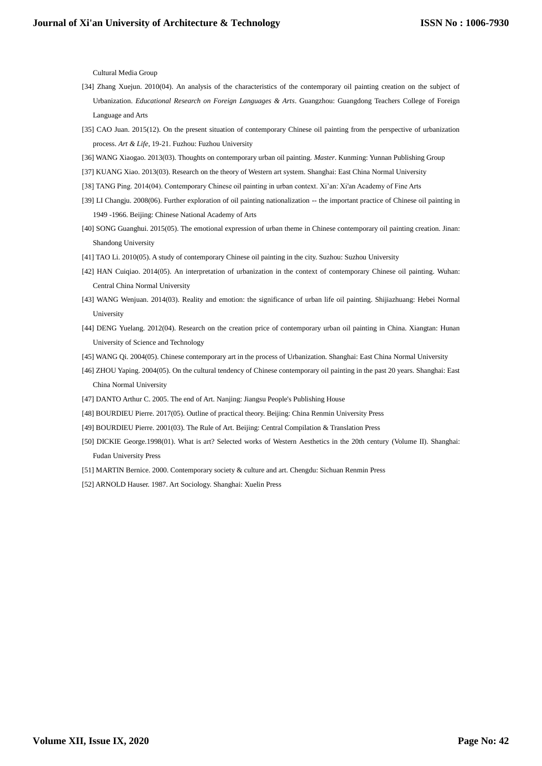Cultural Media Group

[34] Zhang Xuejun. 2010(04). An analysis of the characteristics of the contemporary oil painting creation on the subject of Urbanization. *Educational Research on Foreign Languages & Arts*. Guangzhou: Guangdong Teachers College of Foreign Language and Arts

[35] CAO Juan. 2015(12). On the present situation of contemporary Chinese oil painting from the perspective of urbanization process. *Art & Life*, 19-21. Fuzhou: Fuzhou University

[36] WANG Xiaogao. 2013(03). Thoughts on contemporary urban oil painting. *Master*. Kunming: Yunnan Publishing Group

[37] KUANG Xiao. 2013(03). Research on the theory of Western art system. Shanghai: East China Normal University

[38] TANG Ping. 2014(04). Contemporary Chinese oil painting in urban context. Xi'an: Xi'an Academy of Fine Arts

[39] LI Changju. 2008(06). Further exploration of oil painting nationalization -- the important practice of Chinese oil painting in 1949 -1966. Beijing: Chinese National Academy of Arts

[40] SONG Guanghui. 2015(05). The emotional expression of urban theme in Chinese contemporary oil painting creation. Jinan: Shandong University

[41] TAO Li. 2010(05). A study of contemporary Chinese oil painting in the city. Suzhou: Suzhou University

[42] HAN Cuiqiao. 2014(05). An interpretation of urbanization in the context of contemporary Chinese oil painting. Wuhan: Central China Normal University

[43] WANG Wenjuan. 2014(03). Reality and emotion: the significance of urban life oil painting. Shijiazhuang: Hebei Normal University

[44] DENG Yuelang. 2012(04). Research on the creation price of contemporary urban oil painting in China. Xiangtan: Hunan University of Science and Technology

[45] WANG Qi. 2004(05). Chinese contemporary art in the process of Urbanization. Shanghai: East China Normal University

[46] ZHOU Yaping. 2004(05). On the cultural tendency of Chinese contemporary oil painting in the past 20 years. Shanghai: East China Normal University

[47] DANTO Arthur C. 2005. The end of Art. Nanjing: Jiangsu People's Publishing House

[48] BOURDIEU Pierre. 2017(05). Outline of practical theory. Beijing: China Renmin University Press

[49] BOURDIEU Pierre. 2001(03). The Rule of Art. Beijing: Central Compilation & Translation Press

[50] DICKIE George.1998(01). What is art? Selected works of Western Aesthetics in the 20th century (Volume II). Shanghai: Fudan University Press

[51] MARTIN Bernice. 2000. Contemporary society & culture and art. Chengdu: Sichuan Renmin Press

[52] ARNOLD Hauser. 1987. Art Sociology. Shanghai: Xuelin Press